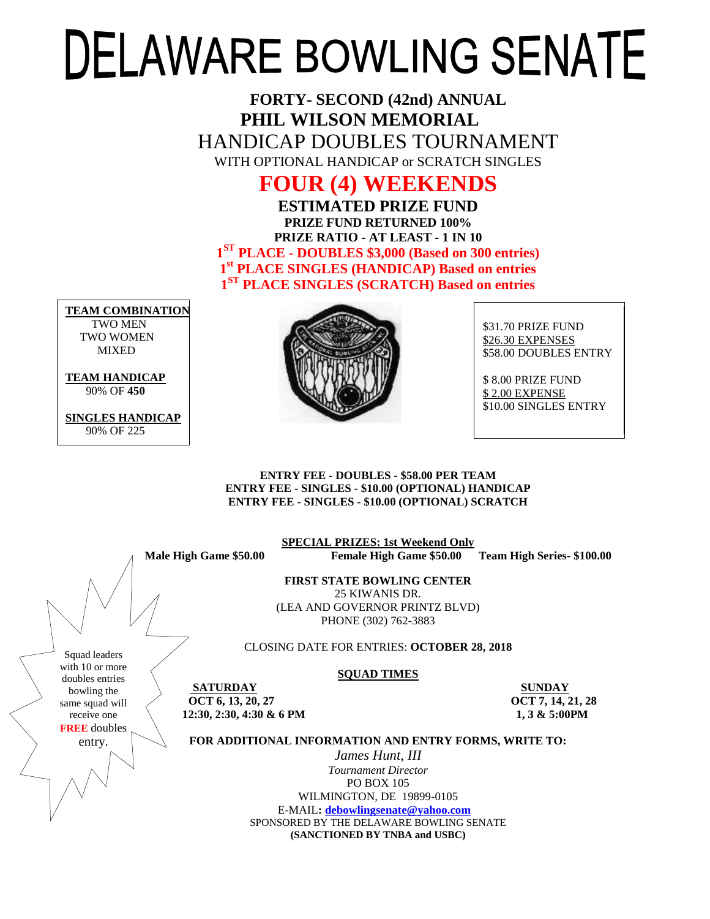# DELAWARE BOWLING SENATE

**FORTY- SECOND (42nd) ANNUAL**

**PHIL WILSON MEMORIAL**

HANDICAP DOUBLES TOURNAMENT

WITH OPTIONAL HANDICAP or SCRATCH SINGLES

## FOUR (4) WEEKENDS

**ESTIMATED PRIZE FUND**

**PRIZE FUND RETURNED 100%**

**PRIZE RATIO - AT LEAST - 1 IN 10**

**1ST PLACE - DOUBLES $3,000 (Based on 300 entries)**

**1st PLACE SINGLES (HANDICAP) Based on entries**

**1ST PLACE SINGLES (SCRATCH) Based on entries**

**TEAM COMBINATION**
TWO MEN
TWO WOMEN
MIXED

**TEAM HANDICAP**
90% OF **450**

**SINGLES HANDICAP**
90% OF 225

$31.70 PRIZE FUND
$26.30 EXPENSES
$58.00 DOUBLES ENTRY

$ 8.00 PRIZE FUND
$ 2.00 EXPENSE
$10.00 SINGLES ENTRY

**ENTRY FEE - DOUBLES - $58.00 PER TEAM**
**ENTRY FEE - SINGLES - $10.00 (OPTIONAL) HANDICAP**
**ENTRY FEE - SINGLES - $10.00 (OPTIONAL) SCRATCH**

**SPECIAL PRIZES: 1st Weekend Only**

**Male High Game $50.00** **Female High Game $50.00** **Team High Series- $100.00**

**FIRST STATE BOWLING CENTER**
25 KIWANIS DR.
(LEA AND GOVERNOR PRINTZ BLVD)
PHONE (302) 762-3883

CLOSING DATE FOR ENTRIES: **OCTOBER 28, 2018**

Squad leaders with 10 or more doubles entries bowling the same squad will receive one **FREE** doubles entry.

**SQUAD TIMES**

| SATURDAY | SUNDAY |
|---|---|
| OCT 6, 13, 20, 27 | OCT 7, 14, 21, 28 |
| 12:30, 2:30, 4:30 & 6 PM | 1, 3 & 5:00PM |

**FOR ADDITIONAL INFORMATION AND ENTRY FORMS, WRITE TO:**

*James Hunt, III*
*Tournament Director*
PO BOX 105
WILMINGTON, DE 19899-0105
E-MAIL**:** **debowlingsenate@yahoo.com**
SPONSORED BY THE DELAWARE BOWLING SENATE
**(SANCTIONED BY TNBA and USBC)**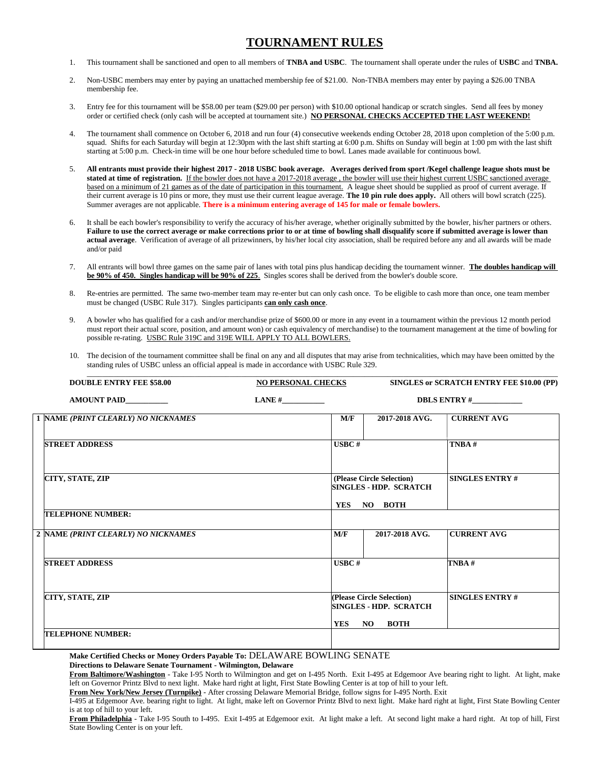# TOURNAMENT RULES

1. This tournament shall be sanctioned and open to all members of **TNBA and USBC**. The tournament shall operate under the rules of **USBC** and **TNBA.**

2. Non-USBC members may enter by paying an unattached membership fee of $21.00. Non-TNBA members may enter by paying a $26.00 TNBA membership fee.

3. Entry fee for this tournament will be $58.00 per team ($29.00 per person) with $10.00 optional handicap or scratch singles. Send all fees by money order or certified check (only cash will be accepted at tournament site.) **NO PERSONAL CHECKS ACCEPTED THE LAST WEEKEND!**

4. The tournament shall commence on October 6, 2018 and run four (4) consecutive weekends ending October 28, 2018 upon completion of the 5:00 p.m. squad. Shifts for each Saturday will begin at 12:30pm with the last shift starting at 6:00 p.m. Shifts on Sunday will begin at 1:00 pm with the last shift starting at 5:00 p.m. Check-in time will be one hour before scheduled time to bowl. Lanes made available for continuous bowl.

5. **All entrants must provide their highest 2017 - 2018 USBC book average. Averages derived from sport /Kegel challenge league shots must be stated at time of registration.** If the bowler does not have a 2017-2018 average , the bowler will use their highest current USBC sanctioned average based on a minimum of 21 games as of the date of participation in this tournament. A league sheet should be supplied as proof of current average. If their current average is 10 pins or more, they must use their current league average. **The 10 pin rule does apply.** All others will bowl scratch (225). Summer averages are not applicable. **There is a minimum entering average of 145 for male or female bowlers.**

6. It shall be each bowler's responsibility to verify the accuracy of his/her average, whether originally submitted by the bowler, his/her partners or others. **Failure to use the correct average or make corrections prior to or at time of bowling shall disqualify score if submitted average is lower than actual average**. Verification of average of all prizewinners, by his/her local city association, shall be required before any and all awards will be made and/or paid

7. All entrants will bowl three games on the same pair of lanes with total pins plus handicap deciding the tournament winner. **The doubles handicap will be 90% of 450. Singles handicap will be 90% of 225**. Singles scores shall be derived from the bowler's double score.

8. Re-entries are permitted. The same two-member team may re-enter but can only cash once. To be eligible to cash more than once, one team member must be changed (USBC Rule 317). Singles participants **can only cash once**.

9. A bowler who has qualified for a cash and/or merchandise prize of $600.00 or more in any event in a tournament within the previous 12 month period must report their actual score, position, and amount won) or cash equivalency of merchandise) to the tournament management at the time of bowling for possible re-rating. USBC Rule 319C and 319E WILL APPLY TO ALL BOWLERS.

10. The decision of the tournament committee shall be final on any and all disputes that may arise from technicalities, which may have been omitted by the standing rules of USBC unless an official appeal is made in accordance with USBC Rule 329.

---

**DOUBLE ENTRY FEE $58.00** **NO PERSONAL CHECKS** **SINGLES or SCRATCH ENTRY FEE $10.00 (PP)**

**AMOUNT PAID__________** **LANE #__________** **DBLS ENTRY #____________**

| | | | | |
|---|---|---|---|---|
| **1** | **NAME** ***(PRINT CLEARLY) NO NICKNAMES*** | **M/F** | **2017-2018 AVG.** | **CURRENT AVG** |
| | **STREET ADDRESS** | **USBC #** | | **TNBA #** |
| | **CITY, STATE, ZIP** | **(Please Circle Selection) SINGLES - HDP. SCRATCH** **YES NO BOTH** | | **SINGLES ENTRY #** |
| | **TELEPHONE NUMBER:** | | | |
| **2** | **NAME** ***(PRINT CLEARLY) NO NICKNAMES*** | **M/F** | **2017-2018 AVG.** | **CURRENT AVG** |
| | **STREET ADDRESS** | **USBC #** | | **TNBA #** |
| | **CITY, STATE, ZIP** | **(Please Circle Selection) SINGLES - HDP. SCRATCH** **YES NO BOTH** | | **SINGLES ENTRY #** |
| | **TELEPHONE NUMBER:** | | | |

**Make Certified Checks or Money Orders Payable To:** DELAWARE BOWLING SENATE

**Directions to Delaware Senate Tournament - Wilmington, Delaware**

**From Baltimore/Washington** - Take I-95 North to Wilmington and get on I-495 North. Exit I-495 at Edgemoor Ave bearing right to light. At light, make left on Governor Printz Blvd to next light. Make hard right at light, First State Bowling Center is at top of hill to your left.

**From New York/New Jersey (Turnpike)** - After crossing Delaware Memorial Bridge, follow signs for I-495 North. Exit I-495 at Edgemoor Ave. bearing right to light. At light, make left on Governor Printz Blvd to next light. Make hard right at light, First State Bowling Center is at top of hill to your left.

**From Philadelphia** - Take I-95 South to I-495. Exit I-495 at Edgemoor exit. At light make a left. At second light make a hard right. At top of hill, First State Bowling Center is on your left.